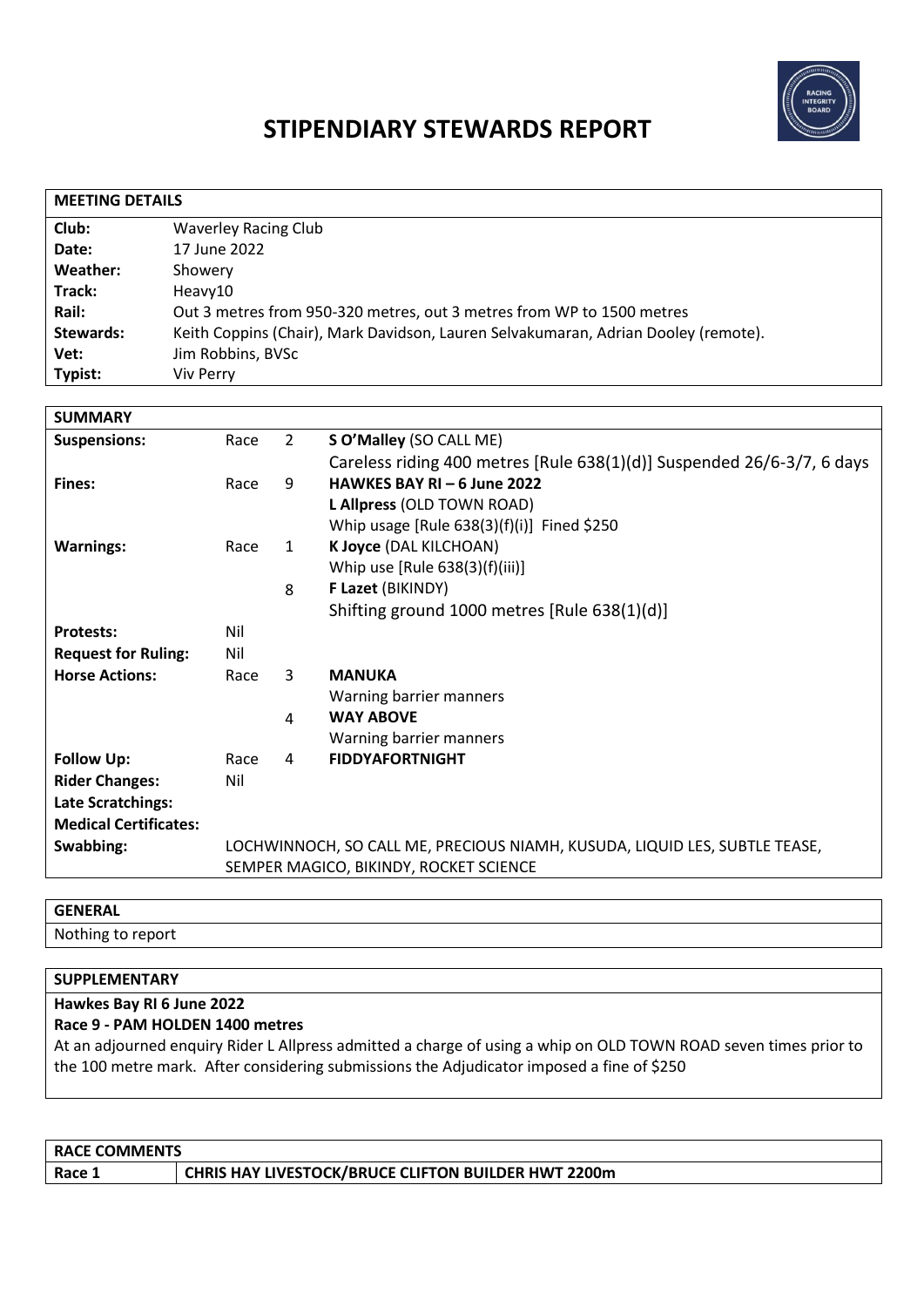# STIPENDIARY STEWARDS REPORT

| MEETING DETAILS | |
|---|---|
| **Club:** | Waverley Racing Club |
| **Date:** | 17 June 2022 |
| **Weather:** | Showery |
| **Track:** | Heavy10 |
| **Rail:** | Out 3 metres from 950-320 metres, out 3 metres from WP to 1500 metres |
| **Stewards:** | Keith Coppins (Chair), Mark Davidson, Lauren Selvakumaran, Adrian Dooley (remote). |
| **Vet:** | Jim Robbins, BVSc |
| **Typist:** | Viv Perry |

| SUMMARY | | | |
|---|---|---|---|
| **Suspensions:** | Race | 2 | **S O'Malley** (SO CALL ME) |
| | | | Careless riding 400 metres [Rule 638(1)(d)] Suspended 26/6-3/7, 6 days |
| **Fines:** | Race | 9 | **HAWKES BAY RI – 6 June 2022** |
| | | | **L Allpress** (OLD TOWN ROAD) |
| | | | Whip usage [Rule 638(3)(f)(i)] Fined $250 |
| **Warnings:** | Race | 1 | **K Joyce** (DAL KILCHOAN) |
| | | | Whip use [Rule 638(3)(f)(iii)] |
| | | 8 | **F Lazet** (BIKINDY) |
| | | | Shifting ground 1000 metres [Rule 638(1)(d)] |
| **Protests:** | Nil | | |
| **Request for Ruling:** | Nil | | |
| **Horse Actions:** | Race | 3 | **MANUKA** |
| | | | Warning barrier manners |
| | | 4 | **WAY ABOVE** |
| | | | Warning barrier manners |
| **Follow Up:** | Race | 4 | **FIDDYAFORTNIGHT** |
| **Rider Changes:** | Nil | | |
| **Late Scratchings:** | | | |
| **Medical Certificates:** | | | |
| **Swabbing:** | LOCHWINNOCH, SO CALL ME, PRECIOUS NIAMH, KUSUDA, LIQUID LES, SUBTLE TEASE, SEMPER MAGICO, BIKINDY, ROCKET SCIENCE | | |

**GENERAL**

Nothing to report

**SUPPLEMENTARY**

**Hawkes Bay RI 6 June 2022**

**Race 9 - PAM HOLDEN 1400 metres**

At an adjourned enquiry Rider L Allpress admitted a charge of using a whip on OLD TOWN ROAD seven times prior to the 100 metre mark. After considering submissions the Adjudicator imposed a fine of $250

| RACE COMMENTS | |
|---|---|
| **Race 1** | **CHRIS HAY LIVESTOCK/BRUCE CLIFTON BUILDER HWT 2200m** |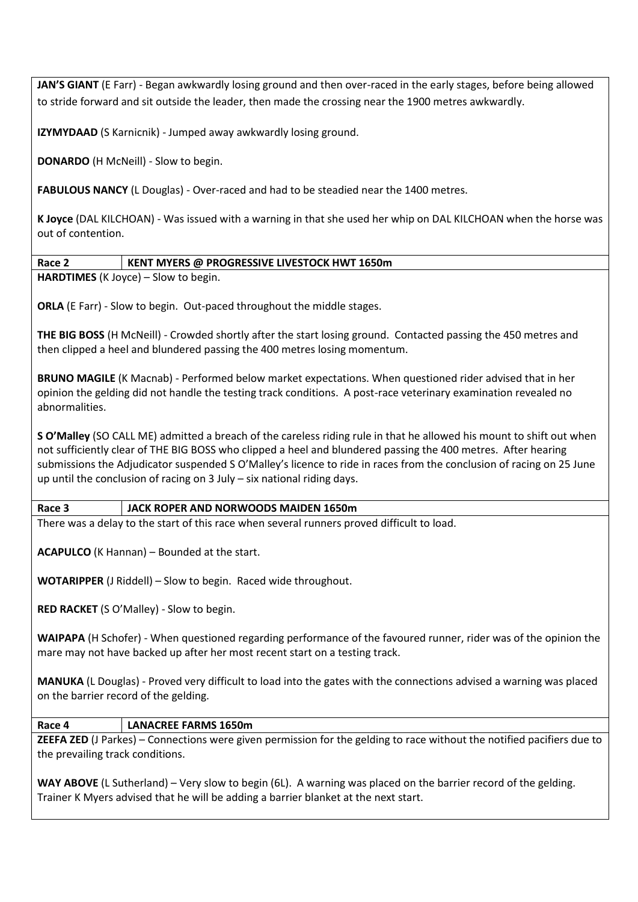**JAN'S GIANT** (E Farr) - Began awkwardly losing ground and then over-raced in the early stages, before being allowed to stride forward and sit outside the leader, then made the crossing near the 1900 metres awkwardly.

**IZYMYDAAD** (S Karnicnik) - Jumped away awkwardly losing ground.

**DONARDO** (H McNeill) - Slow to begin.

**FABULOUS NANCY** (L Douglas) - Over-raced and had to be steadied near the 1400 metres.

**K Joyce** (DAL KILCHOAN) - Was issued with a warning in that she used her whip on DAL KILCHOAN when the horse was out of contention.

| **Race 2** | **KENT MYERS @ PROGRESSIVE LIVESTOCK HWT 1650m** |
|---|---|

**HARDTIMES** (K Joyce) – Slow to begin.

**ORLA** (E Farr) - Slow to begin. Out-paced throughout the middle stages.

**THE BIG BOSS** (H McNeill) - Crowded shortly after the start losing ground. Contacted passing the 450 metres and then clipped a heel and blundered passing the 400 metres losing momentum.

**BRUNO MAGILE** (K Macnab) - Performed below market expectations. When questioned rider advised that in her opinion the gelding did not handle the testing track conditions. A post-race veterinary examination revealed no abnormalities.

**S O'Malley** (SO CALL ME) admitted a breach of the careless riding rule in that he allowed his mount to shift out when not sufficiently clear of THE BIG BOSS who clipped a heel and blundered passing the 400 metres. After hearing submissions the Adjudicator suspended S O'Malley's licence to ride in races from the conclusion of racing on 25 June up until the conclusion of racing on 3 July – six national riding days.

| **Race 3** | **JACK ROPER AND NORWOODS MAIDEN 1650m** |
|---|---|

There was a delay to the start of this race when several runners proved difficult to load.

**ACAPULCO** (K Hannan) – Bounded at the start.

**WOTARIPPER** (J Riddell) – Slow to begin. Raced wide throughout.

**RED RACKET** (S O'Malley) - Slow to begin.

**WAIPAPA** (H Schofer) - When questioned regarding performance of the favoured runner, rider was of the opinion the mare may not have backed up after her most recent start on a testing track.

**MANUKA** (L Douglas) - Proved very difficult to load into the gates with the connections advised a warning was placed on the barrier record of the gelding.

| **Race 4** | **LANACREE FARMS 1650m** |
|---|---|

**ZEEFA ZED** (J Parkes) – Connections were given permission for the gelding to race without the notified pacifiers due to the prevailing track conditions.

**WAY ABOVE** (L Sutherland) – Very slow to begin (6L). A warning was placed on the barrier record of the gelding. Trainer K Myers advised that he will be adding a barrier blanket at the next start.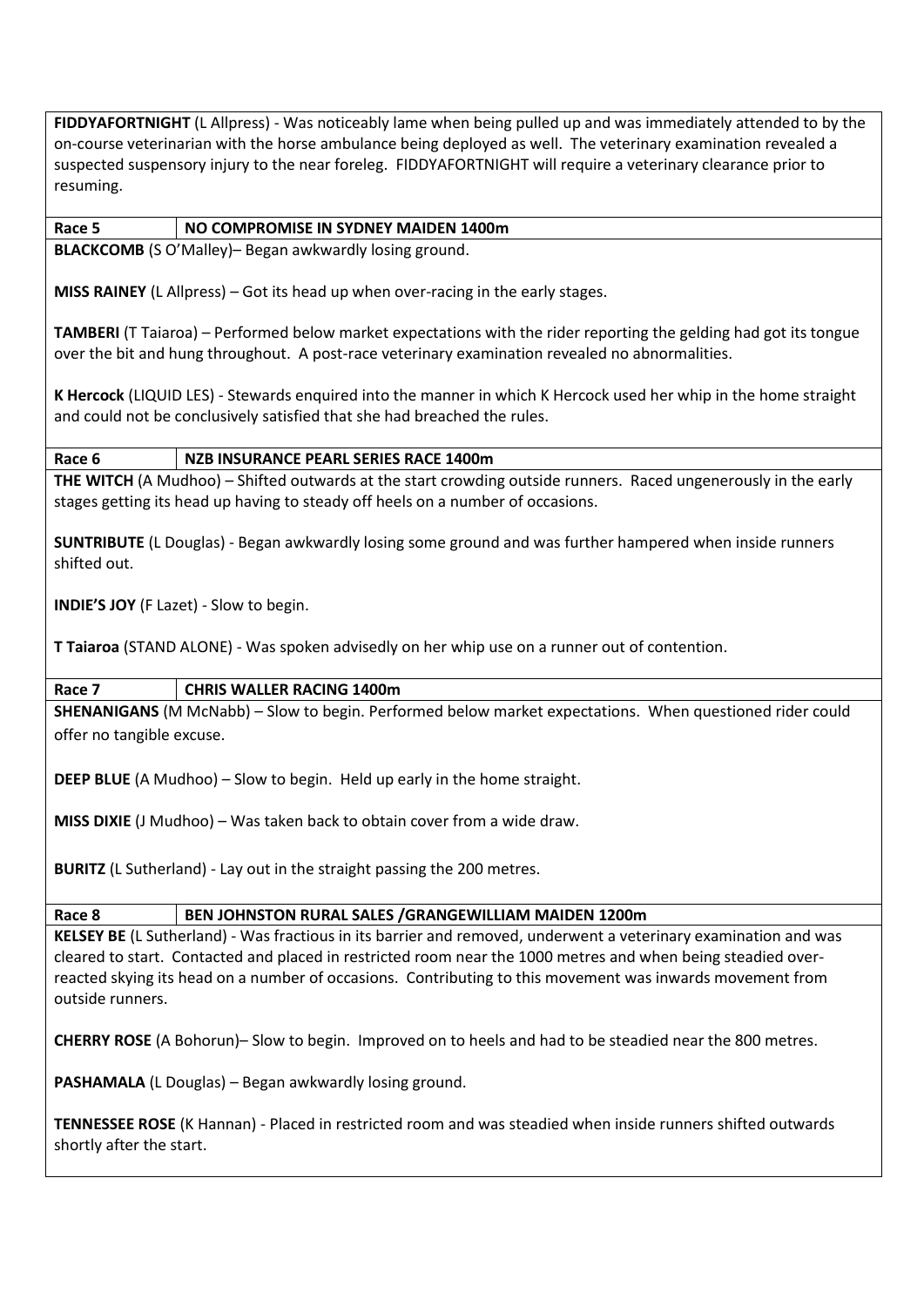**FIDDYAFORTNIGHT** (L Allpress) - Was noticeably lame when being pulled up and was immediately attended to by the on-course veterinarian with the horse ambulance being deployed as well. The veterinary examination revealed a suspected suspensory injury to the near foreleg. FIDDYAFORTNIGHT will require a veterinary clearance prior to resuming.

| Race 5 | NO COMPROMISE IN SYDNEY MAIDEN 1400m |
|---|---|

**BLACKCOMB** (S O'Malley)– Began awkwardly losing ground.

**MISS RAINEY** (L Allpress) – Got its head up when over-racing in the early stages.

**TAMBERI** (T Taiaroa) – Performed below market expectations with the rider reporting the gelding had got its tongue over the bit and hung throughout. A post-race veterinary examination revealed no abnormalities.

**K Hercock** (LIQUID LES) - Stewards enquired into the manner in which K Hercock used her whip in the home straight and could not be conclusively satisfied that she had breached the rules.

| Race 6 | NZB INSURANCE PEARL SERIES RACE 1400m |
|---|---|

**THE WITCH** (A Mudhoo) – Shifted outwards at the start crowding outside runners. Raced ungenerously in the early stages getting its head up having to steady off heels on a number of occasions.

**SUNTRIBUTE** (L Douglas) - Began awkwardly losing some ground and was further hampered when inside runners shifted out.

**INDIE'S JOY** (F Lazet) - Slow to begin.

**T Taiaroa** (STAND ALONE) - Was spoken advisedly on her whip use on a runner out of contention.

| Race 7 | CHRIS WALLER RACING 1400m |
|---|---|

**SHENANIGANS** (M McNabb) – Slow to begin. Performed below market expectations. When questioned rider could offer no tangible excuse.

**DEEP BLUE** (A Mudhoo) – Slow to begin. Held up early in the home straight.

**MISS DIXIE** (J Mudhoo) – Was taken back to obtain cover from a wide draw.

**BURITZ** (L Sutherland) - Lay out in the straight passing the 200 metres.

| Race 8 | BEN JOHNSTON RURAL SALES /GRANGEWILLIAM MAIDEN 1200m |
|---|---|

**KELSEY BE** (L Sutherland) - Was fractious in its barrier and removed, underwent a veterinary examination and was cleared to start. Contacted and placed in restricted room near the 1000 metres and when being steadied over-reacted skying its head on a number of occasions. Contributing to this movement was inwards movement from outside runners.

**CHERRY ROSE** (A Bohorun)– Slow to begin. Improved on to heels and had to be steadied near the 800 metres.

**PASHAMALA** (L Douglas) – Began awkwardly losing ground.

**TENNESSEE ROSE** (K Hannan) - Placed in restricted room and was steadied when inside runners shifted outwards shortly after the start.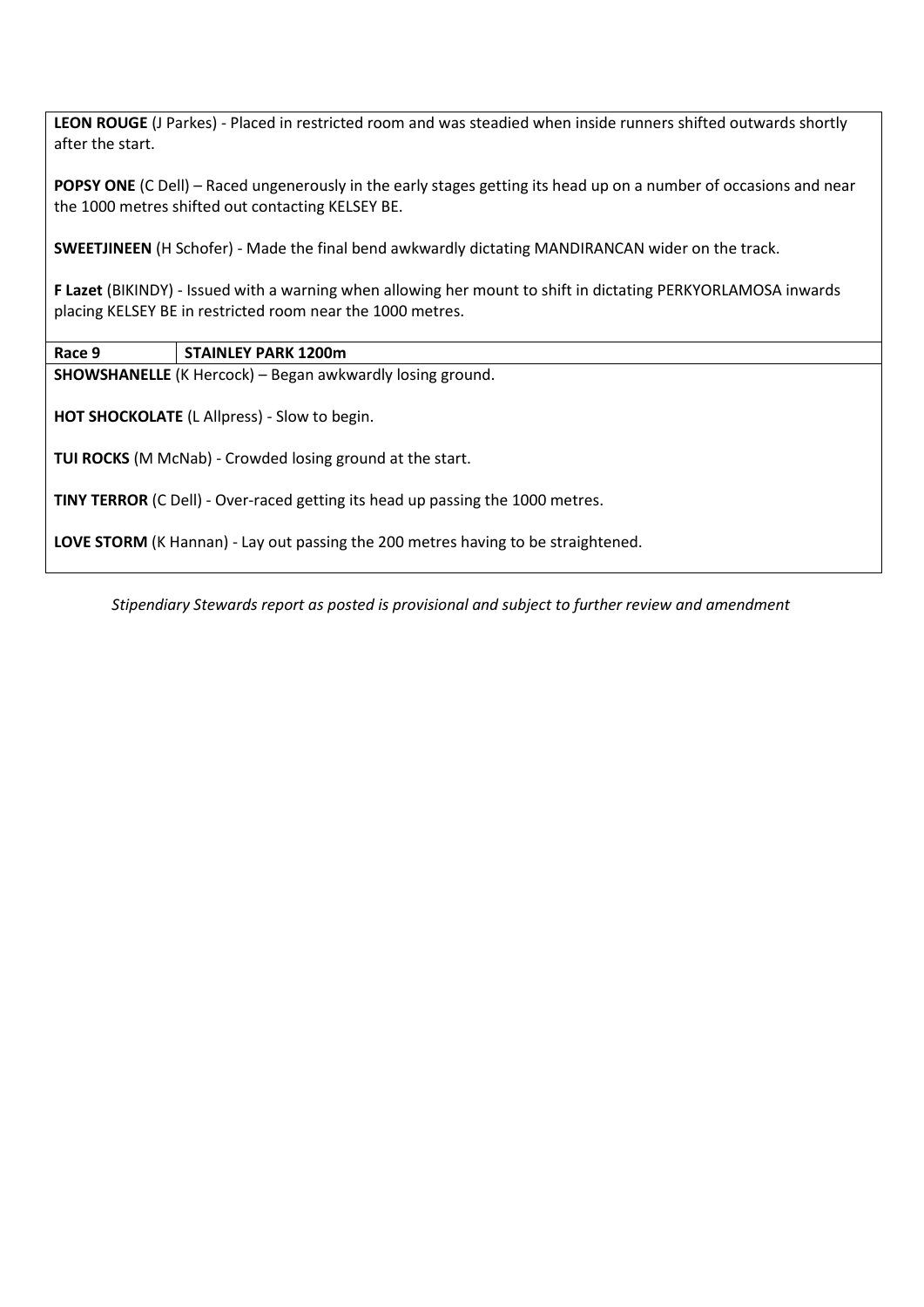**LEON ROUGE** (J Parkes) - Placed in restricted room and was steadied when inside runners shifted outwards shortly after the start.

**POPSY ONE** (C Dell) – Raced ungenerously in the early stages getting its head up on a number of occasions and near the 1000 metres shifted out contacting KELSEY BE.

**SWEETJINEEN** (H Schofer) - Made the final bend awkwardly dictating MANDIRANCAN wider on the track.

**F Lazet** (BIKINDY) - Issued with a warning when allowing her mount to shift in dictating PERKYORLAMOSA inwards placing KELSEY BE in restricted room near the 1000 metres.

| **Race 9** | **STAINLEY PARK 1200m** |
| --- | --- |

**SHOWSHANELLE** (K Hercock) – Began awkwardly losing ground.

**HOT SHOCKOLATE** (L Allpress) - Slow to begin.

**TUI ROCKS** (M McNab) - Crowded losing ground at the start.

**TINY TERROR** (C Dell) - Over-raced getting its head up passing the 1000 metres.

**LOVE STORM** (K Hannan) - Lay out passing the 200 metres having to be straightened.

*Stipendiary Stewards report as posted is provisional and subject to further review and amendment*